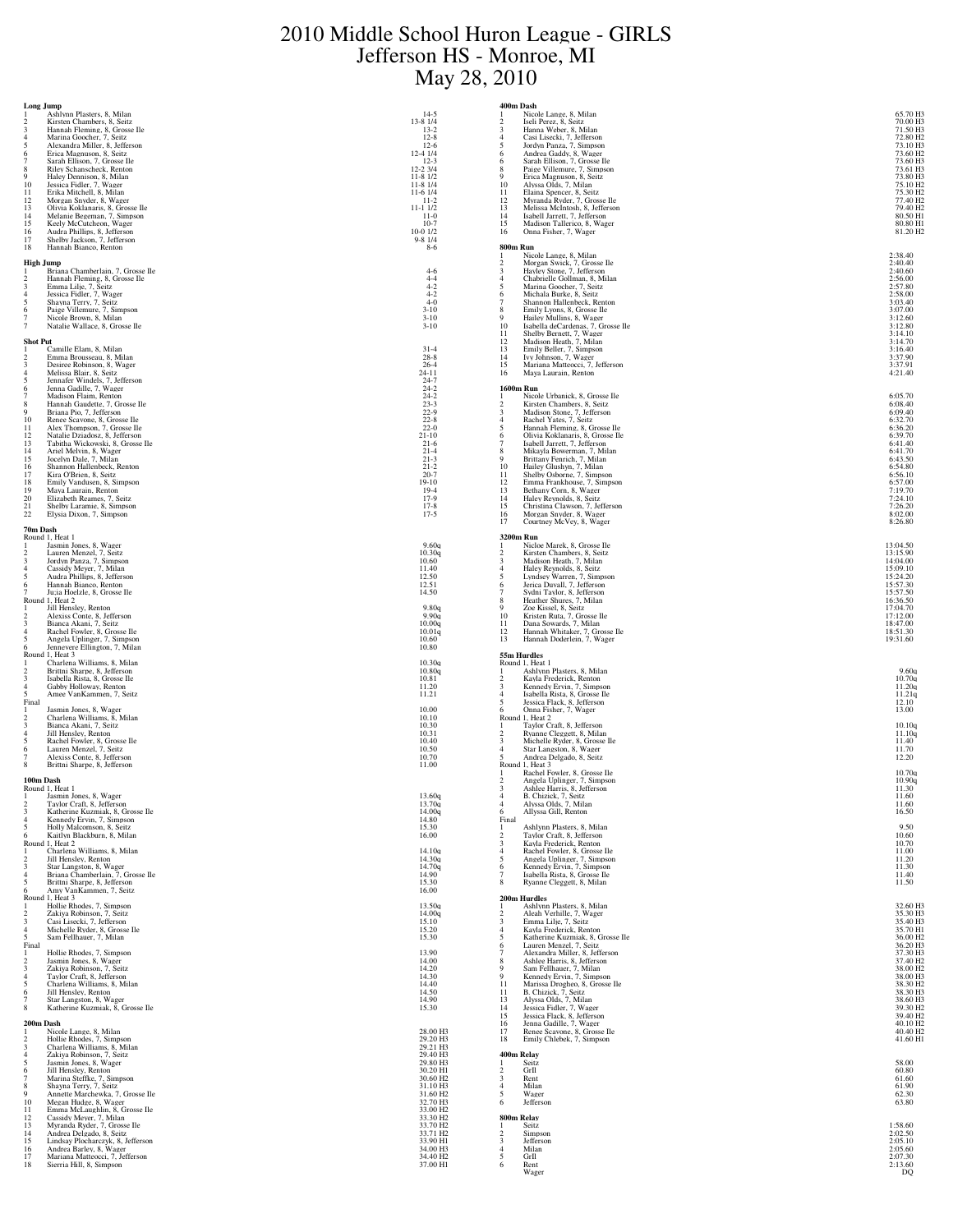# 2010 Middle School Huron League - GIRLS
# Jefferson HS - Monroe, MI
# May 28, 2010

### Long Jump

| Place | Name | Mark |
|---|---|---|
| 1 | Ashlynn Plasters, 8, Milan | 14-5 |
| 2 | Kirsten Chambers, 8, Seitz | 13-8 1/4 |
| 3 | Hannah Fleming, 8, Grosse Ile | 13-2 |
| 4 | Marina Goocher, 7, Seitz | 12-8 |
| 5 | Alexandra Miller, 8, Jefferson | 12-6 |
| 6 | Erica Magnuson, 8, Seitz | 12-4 1/4 |
| 7 | Sarah Ellison, 7, Grosse Ile | 12-3 |
| 8 | Riley Schanscheck, Renton | 12-2 3/4 |
| 9 | Haley Dennison, 8, Milan | 11-8 1/2 |
| 10 | Jessica Fidler, 7, Wager | 11-8 1/4 |
| 11 | Erika Mitchell, 8, Milan | 11-6 1/4 |
| 12 | Morgan Snyder, 8, Wager | 11-2 |
| 13 | Olivia Koklanaris, 8, Grosse Ile | 11-1 1/2 |
| 14 | Melanie Begeman, 7, Simpson | 11-0 |
| 15 | Keely McCutcheon, Wager | 10-7 |
| 16 | Audra Phillips, 8, Jefferson | 10-0 1/2 |
| 17 | Shelby Jackson, 7, Jefferson | 9-8 1/4 |
| 18 | Hannah Bianco, Renton | 8-6 |

### High Jump

| Place | Name | Mark |
|---|---|---|
| 1 | Briana Chamberlain, 7, Grosse Ile | 4-6 |
| 2 | Hannah Fleming, 8, Grosse Ile | 4-4 |
| 3 | Emma Lilje, 7, Seitz | 4-2 |
| 4 | Jessica Fidler, 7, Wager | 4-2 |
| 5 | Shayna Terry, 7, Seitz | 4-0 |
| 6 | Paige Villemure, 7, Simpson | 3-10 |
| 7 | Nicole Brown, 8, Milan | 3-10 |
| 7 | Natalie Wallace, 8, Grosse Ile | 3-10 |

### Shot Put

| Place | Name | Mark |
|---|---|---|
| 1 | Camille Elam, 8, Milan | 31-4 |
| 2 | Emma Brousseau, 8, Milan | 28-8 |
| 3 | Desiree Robinson, 8, Wager | 26-4 |
| 4 | Melissa Blair, 8, Seitz | 24-11 |
| 5 | Jennafer Windels, 7, Jefferson | 24-7 |
| 6 | Jenna Gadille, 7, Wager | 24-2 |
| 7 | Madison Flaim, Renton | 24-2 |
| 8 | Hannah Gaudette, 7, Grosse Ile | 23-3 |
| 9 | Briana Pio, 7, Jefferson | 22-9 |
| 10 | Renee Scavone, 8, Grosse Ile | 22-8 |
| 11 | Alex Thompson, 7, Grosse Ile | 22-0 |
| 12 | Natalie Dziadosz, 8, Jefferson | 21-10 |
| 13 | Tabitha Wickowski, 8, Grosse Ile | 21-6 |
| 14 | Ariel Melvin, 8, Wager | 21-4 |
| 15 | Jocelyn Dale, 7, Milan | 21-3 |
| 16 | Shannon Hallenbeck, Renton | 21-2 |
| 17 | Kira O'Brien, 8, Seitz | 20-7 |
| 18 | Emily Vandusen, 8, Simpson | 19-10 |
| 19 | Maya Laurain, Renton | 19-4 |
| 20 | Elizabeth Reames, 7, Seitz | 17-9 |
| 21 | Shelby Laramie, 8, Simpson | 17-8 |
| 22 | Elysia Dixon, 7, Simpson | 17-5 |

### 70m Dash

Round 1, Heat 1

| Place | Name | Time |
|---|---|---|
| 1 | Jasmin Jones, 8, Wager | 9.60q |
| 2 | Lauren Menzel, 7, Seitz | 10.30q |
| 3 | Jordyn Panza, 7, Simpson | 10.60 |
| 4 | Cassidy Meyer, 7, Milan | 11.40 |
| 5 | Audra Phillips, 8, Jefferson | 12.50 |
| 6 | Hannah Bianco, Renton | 12.51 |
| 7 | Julia Hoelzle, 8, Grosse Ile | 14.50 |

Round 1, Heat 2

| Place | Name | Time |
|---|---|---|
| 1 | Jill Hensley, Renton | 9.80q |
| 2 | Alexiss Conte, 8, Jefferson | 9.90q |
| 3 | Bianca Akani, 7, Seitz | 10.00q |
| 4 | Rachel Fowler, 8, Grosse Ile | 10.01q |
| 5 | Angela Uplinger, 7, Simpson | 10.60 |
| 6 | Jennevere Ellington, 7, Milan | 10.80 |

Round 1, Heat 3

| Place | Name | Time |
|---|---|---|
| 1 | Charlena Williams, 8, Milan | 10.30q |
| 2 | Brittni Sharpe, 8, Jefferson | 10.80q |
| 3 | Isabella Rista, 8, Grosse Ile | 10.81 |
| 4 | Gabby Holloway, Renton | 11.20 |
| 5 | Amee VanKammen, 7, Seitz | 11.21 |

Final

| Place | Name | Time |
|---|---|---|
| 1 | Jasmin Jones, 8, Wager | 10.00 |
| 2 | Charlena Williams, 8, Milan | 10.10 |
| 3 | Bianca Akani, 7, Seitz | 10.30 |
| 4 | Jill Hensley, Renton | 10.31 |
| 5 | Rachel Fowler, 8, Grosse Ile | 10.40 |
| 6 | Lauren Menzel, 7, Seitz | 10.50 |
| 7 | Alexiss Conte, 8, Jefferson | 10.70 |
| 8 | Brittni Sharpe, 8, Jefferson | 11.00 |

### 100m Dash

Round 1, Heat 1

| Place | Name | Time |
|---|---|---|
| 1 | Jasmin Jones, 8, Wager | 13.60q |
| 2 | Taylor Craft, 8, Jefferson | 13.70q |
| 3 | Katherine Kuzmiak, 8, Grosse Ile | 14.00q |
| 4 | Kennedy Ervin, 7, Simpson | 14.80 |
| 5 | Holly Malcomson, 8, Seitz | 15.30 |
| 6 | Kaitlyn Blackburn, 8, Milan | 16.00 |

Round 1, Heat 2

| Place | Name | Time |
|---|---|---|
| 1 | Charlena Williams, 8, Milan | 14.10q |
| 2 | Jill Hensley, Renton | 14.30q |
| 3 | Star Langston, 8, Wager | 14.70q |
| 4 | Briana Chamberlain, 7, Grosse Ile | 14.90 |
| 5 | Brittni Sharpe, 8, Jefferson | 15.30 |
| 6 | Amy VanKammen, 7, Seitz | 16.00 |

Round 1, Heat 3

| Place | Name | Time |
|---|---|---|
| 1 | Hollie Rhodes, 7, Simpson | 13.50q |
| 2 | Zakiya Robinson, 7, Seitz | 14.00q |
| 3 | Casi Lisecki, 7, Jefferson | 15.10 |
| 4 | Michelle Ryder, 8, Grosse Ile | 15.20 |
| 5 | Sam Fellhauer, 7, Milan | 15.30 |

Final

| Place | Name | Time |
|---|---|---|
| 1 | Hollie Rhodes, 7, Simpson | 13.90 |
| 2 | Jasmin Jones, 8, Wager | 14.00 |
| 3 | Zakiya Robinson, 7, Seitz | 14.20 |
| 4 | Taylor Craft, 8, Jefferson | 14.30 |
| 5 | Charlena Williams, 8, Milan | 14.40 |
| 6 | Jill Hensley, Renton | 14.50 |
| 7 | Star Langston, 8, Wager | 14.90 |
| 8 | Katherine Kuzmiak, 8, Grosse Ile | 15.30 |

### 200m Dash

| Place | Name | Time |
|---|---|---|
| 1 | Nicole Lange, 8, Milan | 28.00 H3 |
| 2 | Hollie Rhodes, 7, Simpson | 29.20 H3 |
| 3 | Charlena Williams, 8, Milan | 29.21 H3 |
| 4 | Zakiya Robinson, 7, Seitz | 29.40 H3 |
| 5 | Jasmin Jones, 8, Wager | 29.80 H3 |
| 6 | Jill Hensley, Renton | 30.20 H1 |
| 7 | Marina Steffke, 7, Simpson | 30.60 H2 |
| 8 | Shayna Terry, 7, Seitz | 31.10 H3 |
| 9 | Annette Marchewka, 7, Grosse Ile | 31.60 H2 |
| 10 | Megan Hudge, 8, Wager | 32.70 H3 |
| 11 | Emma McLaughlin, 8, Grosse Ile | 33.00 H2 |
| 12 | Cassidy Meyer, 7, Milan | 33.30 H2 |
| 13 | Myranda Ryder, 7, Grosse Ile | 33.70 H2 |
| 14 | Andrea Delgado, 8, Seitz | 33.71 H2 |
| 15 | Lindsay Plocharczyk, 8, Jefferson | 33.90 H1 |
| 16 | Andrea Barley, 8, Wager | 34.00 H3 |
| 17 | Mariana Matteocci, 7, Jefferson | 34.40 H2 |
| 18 | Sierria Hill, 8, Simpson | 37.00 H1 |

### 400m Dash

| Place | Name | Time |
|---|---|---|
| 1 | Nicole Lange, 8, Milan | 65.70 H3 |
| 2 | Iseli Perez, 8, Seitz | 70.00 H3 |
| 3 | Hanna Weber, 8, Milan | 71.50 H3 |
| 4 | Casi Lisecki, 7, Jefferson | 72.80 H2 |
| 5 | Jordyn Panza, 7, Simpson | 73.10 H3 |
| 6 | Andrea Gaddy, 8, Wager | 73.60 H2 |
| 6 | Sarah Ellison, 7, Grosse Ile | 73.60 H3 |
| 8 | Paige Villemure, 7, Simpson | 73.61 H3 |
| 9 | Erica Magnuson, 8, Seitz | 73.80 H3 |
| 10 | Alyssa Olds, 7, Milan | 75.10 H2 |
| 11 | Elaina Spencer, 8, Seitz | 75.30 H2 |
| 12 | Myranda Ryder, 7, Grosse Ile | 77.40 H2 |
| 13 | Melissa McIntosh, 8, Jefferson | 79.40 H2 |
| 14 | Isabell Jarrett, 7, Jefferson | 80.50 H1 |
| 15 | Madison Tallerico, 8, Wager | 80.80 H1 |
| 16 | Onna Fisher, 7, Wager | 81.20 H2 |

### 800m Run

| Place | Name | Time |
|---|---|---|
| 1 | Nicole Lange, 8, Milan | 2:38.40 |
| 2 | Morgan Swick, 7, Grosse Ile | 2:40.40 |
| 3 | Hayley Stone, 7, Jefferson | 2:40.60 |
| 4 | Chabrielle Gollman, 8, Milan | 2:56.00 |
| 5 | Marina Goocher, 7, Seitz | 2:57.80 |
| 6 | Michala Burke, 8, Seitz | 2:58.00 |
| 7 | Shannon Hallenbeck, Renton | 3:03.40 |
| 8 | Emily Lyons, 8, Grosse Ile | 3:07.00 |
| 9 | Hailey Mullins, 8, Wager | 3:12.60 |
| 10 | Isabella deCardenas, 7, Grosse Ile | 3:12.80 |
| 11 | Shelby Bernett, 7, Wager | 3:14.10 |
| 12 | Madison Heath, 7, Milan | 3:14.70 |
| 13 | Emily Beller, 7, Simpson | 3:16.40 |
| 14 | Ivy Johnson, 7, Wager | 3:37.90 |
| 15 | Mariana Matteocci, 7, Jefferson | 3:37.91 |
| 16 | Maya Laurain, Renton | 4:21.40 |

### 1600m Run

| Place | Name | Time |
|---|---|---|
| 1 | Nicole Urbanick, 8, Grosse Ile | 6:05.70 |
| 2 | Kirsten Chambers, 8, Seitz | 6:08.40 |
| 3 | Madison Stone, 7, Jefferson | 6:09.40 |
| 4 | Rachel Yates, 7, Seitz | 6:32.70 |
| 5 | Hannah Fleming, 8, Grosse Ile | 6:36.20 |
| 6 | Olivia Koklanaris, 8, Grosse Ile | 6:39.70 |
| 7 | Isabell Jarrett, 7, Jefferson | 6:41.40 |
| 8 | Mikayla Bowerman, 7, Milan | 6:41.70 |
| 9 | Brittany Fenrich, 7, Milan | 6:43.50 |
| 10 | Hailey Glushyn, 7, Milan | 6:54.80 |
| 11 | Shelby Osborne, 7, Simpson | 6:56.10 |
| 12 | Emma Frankhouse, 7, Simpson | 6:57.00 |
| 13 | Bethany Corn, 8, Wager | 7:19.70 |
| 14 | Haley Reynolds, 8, Seitz | 7:24.10 |
| 15 | Christina Clawson, 7, Jefferson | 7:26.20 |
| 16 | Morgan Snyder, 8, Wager | 8:02.00 |
| 17 | Courtney McVey, 8, Wager | 8:26.80 |

### 3200m Run

| Place | Name | Time |
|---|---|---|
| 1 | Nicloe Marek, 8, Grosse Ile | 13:04.50 |
| 2 | Kirsten Chambers, 8, Seitz | 13:15.90 |
| 3 | Madison Heath, 7, Milan | 14:04.00 |
| 4 | Haley Reynolds, 8, Seitz | 15:09.10 |
| 5 | Lyndsey Warren, 7, Simpson | 15:24.20 |
| 6 | Jerica Duvall, 7, Jefferson | 15:57.30 |
| 7 | Sydni Taylor, 8, Jefferson | 15:57.50 |
| 8 | Heather Shures, 7, Milan | 16:36.50 |
| 9 | Zoe Kissel, 8, Seitz | 17:04.70 |
| 10 | Kristen Ruta, 7, Grosse Ile | 17:12.00 |
| 11 | Dana Sowards, 7, Milan | 18:47.00 |
| 12 | Hannah Whitaker, 7, Grosse Ile | 18:51.30 |
| 13 | Hannah Doderlein, 7, Wager | 19:31.60 |

### 55m Hurdles

Round 1, Heat 1

| Place | Name | Time |
|---|---|---|
| 1 | Ashlynn Plasters, 8, Milan | 9.60q |
| 2 | Kayla Frederick, Renton | 10.70q |
| 3 | Kennedy Ervin, 7, Simpson | 11.20q |
| 4 | Isabella Rista, 8, Grosse Ile | 11.21q |
| 5 | Jessica Flack, 8, Jefferson | 12.10 |
| 6 | Onna Fisher, 7, Wager | 13.00 |

Round 1, Heat 2

| Place | Name | Time |
|---|---|---|
| 1 | Taylor Craft, 8, Jefferson | 10.10q |
| 2 | Ryanne Cleggett, 8, Milan | 11.10q |
| 3 | Michelle Ryder, 8, Grosse Ile | 11.40 |
| 4 | Star Langston, 8, Wager | 11.70 |
| 5 | Andrea Delgado, 8, Seitz | 12.20 |

Round 1, Heat 3

| Place | Name | Time |
|---|---|---|
| 1 | Rachel Fowler, 8, Grosse Ile | 10.70q |
| 2 | Angela Uplinger, 7, Simpson | 10.90q |
| 3 | Ashlee Harris, 8, Jefferson | 11.30 |
| 4 | B. Chizick, 7, Seitz | 11.60 |
| 4 | Alyssa Olds, 7, Milan | 11.60 |
| 6 | Allyssa Gill, Renton | 16.50 |

Final

| Place | Name | Time |
|---|---|---|
| 1 | Ashlynn Plasters, 8, Milan | 9.50 |
| 2 | Taylor Craft, 8, Jefferson | 10.60 |
| 3 | Kayla Frederick, Renton | 10.70 |
| 4 | Rachel Fowler, 8, Grosse Ile | 11.00 |
| 5 | Angela Uplinger, 7, Simpson | 11.20 |
| 6 | Kennedy Ervin, 7, Simpson | 11.30 |
| 7 | Isabella Rista, 8, Grosse Ile | 11.40 |
| 8 | Ryanne Cleggett, 8, Milan | 11.50 |

### 200m Hurdles

| Place | Name | Time |
|---|---|---|
| 1 | Ashlynn Plasters, 8, Milan | 32.60 H3 |
| 2 | Aleah Verhille, 7, Wager | 35.30 H3 |
| 3 | Emma Lilje, 7, Seitz | 35.40 H3 |
| 4 | Kayla Frederick, Renton | 35.70 H1 |
| 5 | Katherine Kuzmiak, 8, Grosse Ile | 36.00 H2 |
| 6 | Lauren Menzel, 7, Seitz | 36.20 H3 |
| 7 | Alexandra Miller, 8, Jefferson | 37.30 H3 |
| 8 | Ashlee Harris, 8, Jefferson | 37.40 H2 |
| 9 | Sam Fellhauer, 7, Milan | 38.00 H2 |
| 9 | Kennedy Ervin, 7, Simpson | 38.00 H3 |
| 11 | Marissa Drogheo, 8, Grosse Ile | 38.30 H2 |
| 11 | B. Chizick, 7, Seitz | 38.30 H3 |
| 13 | Alyssa Olds, 7, Milan | 38.60 H3 |
| 14 | Jessica Fidler, 7, Wager | 39.30 H2 |
| 15 | Jessica Flack, 8, Jefferson | 39.40 H2 |
| 16 | Jenna Gadille, 7, Wager | 40.10 H2 |
| 17 | Renee Scavone, 8, Grosse Ile | 40.40 H2 |
| 18 | Emily Chlebek, 7, Simpson | 41.60 H1 |

### 400m Relay

| Place | Team | Time |
|---|---|---|
| 1 | Seitz | 58.00 |
| 2 | GrIl | 60.80 |
| 3 | Rent | 61.60 |
| 4 | Milan | 61.90 |
| 5 | Wager | 62.30 |
| 6 | Jefferson | 63.80 |

### 800m Relay

| Place | Team | Time |
|---|---|---|
| 1 | Seitz | 1:58.60 |
| 2 | Simpson | 2:02.50 |
| 3 | Jefferson | 2:05.10 |
| 4 | Milan | 2:05.60 |
| 5 | GrIl | 2:07.30 |
| 6 | Rent | 2:13.60 |
| | Wager | DQ |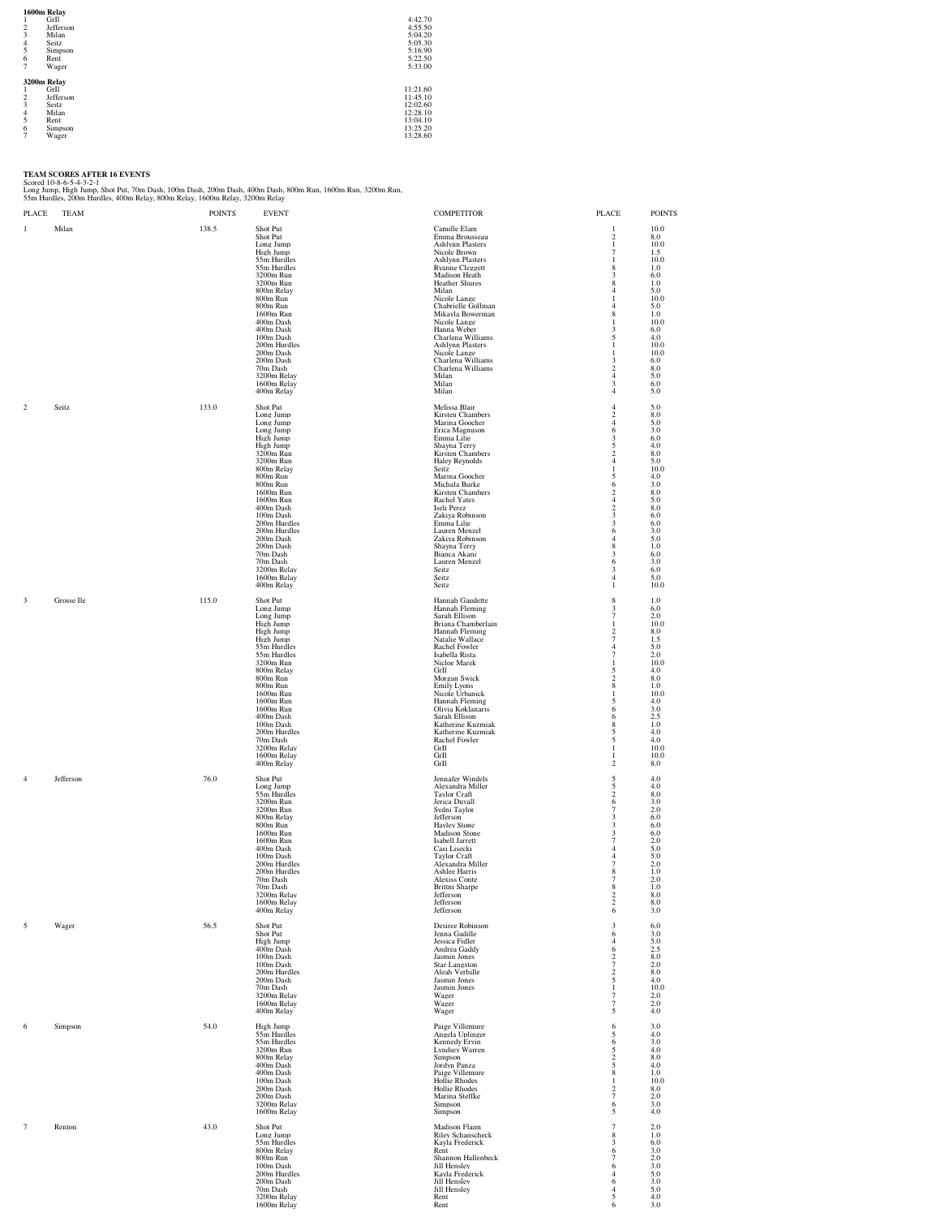**1600m Relay**

| Place | Team | Time |
|---|---|---|
| 1 | GrIl | 4:42.70 |
| 2 | Jefferson | 4:55.50 |
| 3 | Milan | 5:04.20 |
| 4 | Seitz | 5:05.30 |
| 5 | Simpson | 5:16.90 |
| 6 | Rent | 5:22.50 |
| 7 | Wager | 5:33.00 |

**3200m Relay**

| Place | Team | Time |
|---|---|---|
| 1 | GrIl | 11:21.60 |
| 2 | Jefferson | 11:45.10 |
| 3 | Seitz | 12:02.60 |
| 4 | Milan | 12:28.10 |
| 5 | Rent | 13:04.10 |
| 6 | Simpson | 13:25.20 |
| 7 | Wager | 13:28.60 |

**TEAM SCORES AFTER 16 EVENTS**

Scored 10-8-6-5-4-3-2-1

Long Jump, High Jump, Shot Put, 70m Dash, 100m Dash, 200m Dash, 400m Dash, 800m Run, 1600m Run, 3200m Run, 55m Hurdles, 200m Hurdles, 400m Relay, 800m Relay, 1600m Relay, 3200m Relay

| PLACE | TEAM | POINTS | EVENT | COMPETITOR | PLACE | POINTS |
|---|---|---|---|---|---|---|
| 1 | Milan | 138.5 | Shot Put | Camille Elam | 1 | 10.0 |
| | | | Shot Put | Emma Brousseau | 2 | 8.0 |
| | | | Long Jump | Ashlynn Plasters | 1 | 10.0 |
| | | | High Jump | Nicole Brown | 7 | 1.5 |
| | | | 55m Hurdles | Ashlynn Plasters | 1 | 10.0 |
| | | | 55m Hurdles | Ryanne Cleggett | 8 | 1.0 |
| | | | 3200m Run | Madison Heath | 3 | 6.0 |
| | | | 3200m Run | Heather Shures | 8 | 1.0 |
| | | | 800m Relay | Milan | 4 | 5.0 |
| | | | 800m Run | Nicole Lange | 1 | 10.0 |
| | | | 800m Run | Chabrielle Gollman | 4 | 5.0 |
| | | | 1600m Run | Mikayla Bowerman | 8 | 1.0 |
| | | | 400m Dash | Nicole Lange | 1 | 10.0 |
| | | | 400m Dash | Hanna Weber | 3 | 6.0 |
| | | | 100m Dash | Charlena Williams | 5 | 4.0 |
| | | | 200m Hurdles | Ashlynn Plasters | 1 | 10.0 |
| | | | 200m Dash | Nicole Lange | 1 | 10.0 |
| | | | 200m Dash | Charlena Williams | 3 | 6.0 |
| | | | 70m Dash | Charlena Williams | 2 | 8.0 |
| | | | 3200m Relay | Milan | 4 | 5.0 |
| | | | 1600m Relay | Milan | 3 | 6.0 |
| | | | 400m Relay | Milan | 4 | 5.0 |
| 2 | Seitz | 133.0 | Shot Put | Melissa Blair | 4 | 5.0 |
| | | | Long Jump | Kirsten Chambers | 2 | 8.0 |
| | | | Long Jump | Marina Goocher | 4 | 5.0 |
| | | | Long Jump | Erica Magnuson | 6 | 3.0 |
| | | | High Jump | Emma Lilje | 3 | 6.0 |
| | | | High Jump | Shayna Terry | 5 | 4.0 |
| | | | 3200m Run | Kirsten Chambers | 2 | 8.0 |
| | | | 3200m Run | Haley Reynolds | 4 | 5.0 |
| | | | 800m Relay | Seitz | 1 | 10.0 |
| | | | 800m Run | Marina Goocher | 5 | 4.0 |
| | | | 800m Run | Michala Burke | 6 | 3.0 |
| | | | 1600m Run | Kirsten Chambers | 2 | 8.0 |
| | | | 1600m Run | Rachel Yates | 4 | 5.0 |
| | | | 400m Dash | Iseli Perez | 2 | 8.0 |
| | | | 100m Dash | Zakiya Robinson | 3 | 6.0 |
| | | | 200m Hurdles | Emma Lilje | 3 | 6.0 |
| | | | 200m Hurdles | Lauren Menzel | 6 | 3.0 |
| | | | 200m Dash | Zakiya Robinson | 4 | 5.0 |
| | | | 200m Dash | Shayna Terry | 8 | 1.0 |
| | | | 70m Dash | Bianca Akani | 3 | 6.0 |
| | | | 70m Dash | Lauren Menzel | 6 | 3.0 |
| | | | 3200m Relay | Seitz | 3 | 6.0 |
| | | | 1600m Relay | Seitz | 4 | 5.0 |
| | | | 400m Relay | Seitz | 1 | 10.0 |
| 3 | Grosse Ile | 115.0 | Shot Put | Hannah Gaudette | 8 | 1.0 |
| | | | Long Jump | Hannah Fleming | 3 | 6.0 |
| | | | Long Jump | Sarah Ellison | 7 | 2.0 |
| | | | High Jump | Briana Chamberlain | 1 | 10.0 |
| | | | High Jump | Hannah Fleming | 2 | 8.0 |
| | | | High Jump | Natalie Wallace | 7 | 1.5 |
| | | | 55m Hurdles | Rachel Fowler | 4 | 5.0 |
| | | | 55m Hurdles | Isabella Rista | 7 | 2.0 |
| | | | 3200m Run | Nicloe Marek | 1 | 10.0 |
| | | | 800m Relay | GrIl | 5 | 4.0 |
| | | | 800m Run | Morgan Swick | 2 | 8.0 |
| | | | 800m Run | Emily Lyons | 8 | 1.0 |
| | | | 1600m Run | Nicole Urbanick | 1 | 10.0 |
| | | | 1600m Run | Hannah Fleming | 5 | 4.0 |
| | | | 1600m Run | Olivia Koklanaris | 6 | 3.0 |
| | | | 400m Dash | Sarah Ellison | 6 | 2.5 |
| | | | 100m Dash | Katherine Kuzmiak | 8 | 1.0 |
| | | | 200m Hurdles | Katherine Kuzmiak | 5 | 4.0 |
| | | | 70m Dash | Rachel Fowler | 5 | 4.0 |
| | | | 3200m Relay | GrIl | 1 | 10.0 |
| | | | 1600m Relay | GrIl | 1 | 10.0 |
| | | | 400m Relay | GrIl | 2 | 8.0 |
| 4 | Jefferson | 76.0 | Shot Put | Jennafer Windels | 5 | 4.0 |
| | | | Long Jump | Alexandra Miller | 5 | 4.0 |
| | | | 55m Hurdles | Taylor Craft | 2 | 8.0 |
| | | | 3200m Run | Jerica Duvall | 6 | 3.0 |
| | | | 3200m Run | Sydni Taylor | 7 | 2.0 |
| | | | 800m Relay | Jefferson | 3 | 6.0 |
| | | | 800m Run | Hayley Stone | 3 | 6.0 |
| | | | 1600m Run | Madison Stone | 3 | 6.0 |
| | | | 1600m Run | Isabell Jarrett | 7 | 2.0 |
| | | | 400m Dash | Casi Lisecki | 4 | 5.0 |
| | | | 100m Dash | Taylor Craft | 4 | 5.0 |
| | | | 200m Hurdles | Alexandra Miller | 7 | 2.0 |
| | | | 200m Hurdles | Ashlee Harris | 8 | 1.0 |
| | | | 70m Dash | Alexiss Conte | 7 | 2.0 |
| | | | 70m Dash | Brittni Sharpe | 8 | 1.0 |
| | | | 3200m Relay | Jefferson | 2 | 8.0 |
| | | | 1600m Relay | Jefferson | 2 | 8.0 |
| | | | 400m Relay | Jefferson | 6 | 3.0 |
| 5 | Wager | 56.5 | Shot Put | Desiree Robinson | 3 | 6.0 |
| | | | Shot Put | Jenna Gadille | 6 | 3.0 |
| | | | High Jump | Jessica Fidler | 4 | 5.0 |
| | | | 400m Dash | Andrea Gaddy | 6 | 2.5 |
| | | | 100m Dash | Jasmin Jones | 2 | 8.0 |
| | | | 100m Dash | Star Langston | 7 | 2.0 |
| | | | 200m Hurdles | Aleah Verhille | 2 | 8.0 |
| | | | 200m Dash | Jasmin Jones | 5 | 4.0 |
| | | | 70m Dash | Jasmin Jones | 1 | 10.0 |
| | | | 3200m Relay | Wager | 7 | 2.0 |
| | | | 1600m Relay | Wager | 7 | 2.0 |
| | | | 400m Relay | Wager | 5 | 4.0 |
| 6 | Simpson | 54.0 | High Jump | Paige Villemure | 6 | 3.0 |
| | | | 55m Hurdles | Angela Uplinger | 5 | 4.0 |
| | | | 55m Hurdles | Kennedy Ervin | 6 | 3.0 |
| | | | 3200m Run | Lyndsey Warren | 5 | 4.0 |
| | | | 800m Relay | Simpson | 2 | 8.0 |
| | | | 400m Dash | Jordyn Panza | 5 | 4.0 |
| | | | 400m Dash | Paige Villemure | 8 | 1.0 |
| | | | 100m Dash | Hollie Rhodes | 1 | 10.0 |
| | | | 200m Dash | Hollie Rhodes | 2 | 8.0 |
| | | | 200m Dash | Marina Steffke | 7 | 2.0 |
| | | | 3200m Relay | Simpson | 6 | 3.0 |
| | | | 1600m Relay | Simpson | 5 | 4.0 |
| 7 | Renton | 43.0 | Shot Put | Madison Flaim | 7 | 2.0 |
| | | | Long Jump | Riley Schanscheck | 8 | 1.0 |
| | | | 55m Hurdles | Kayla Frederick | 3 | 6.0 |
| | | | 800m Relay | Rent | 6 | 3.0 |
| | | | 800m Run | Shannon Hallenbeck | 7 | 2.0 |
| | | | 100m Dash | Jill Hensley | 6 | 3.0 |
| | | | 200m Hurdles | Kayla Frederick | 4 | 5.0 |
| | | | 200m Dash | Jill Hensley | 6 | 3.0 |
| | | | 70m Dash | Jill Hensley | 4 | 5.0 |
| | | | 3200m Relay | Rent | 5 | 4.0 |
| | | | 1600m Relay | Rent | 6 | 3.0 |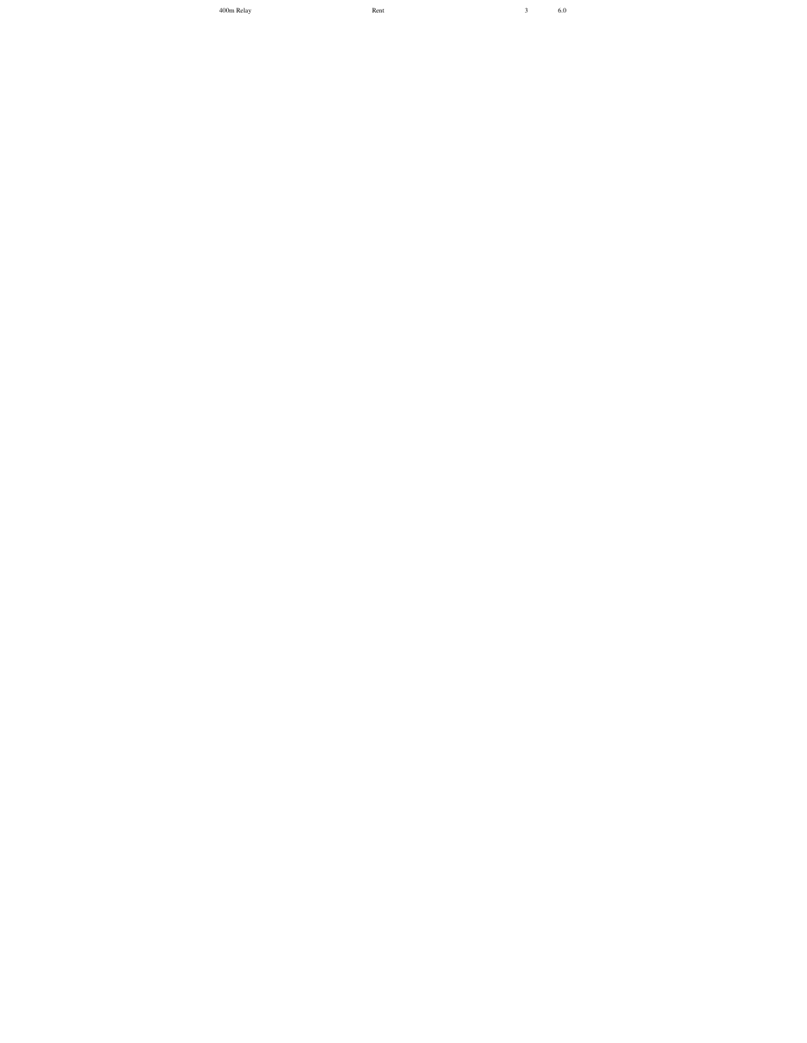| | | | |
|---|---|---|---|
| 400m Relay | Rent | 3 | 6.0 |